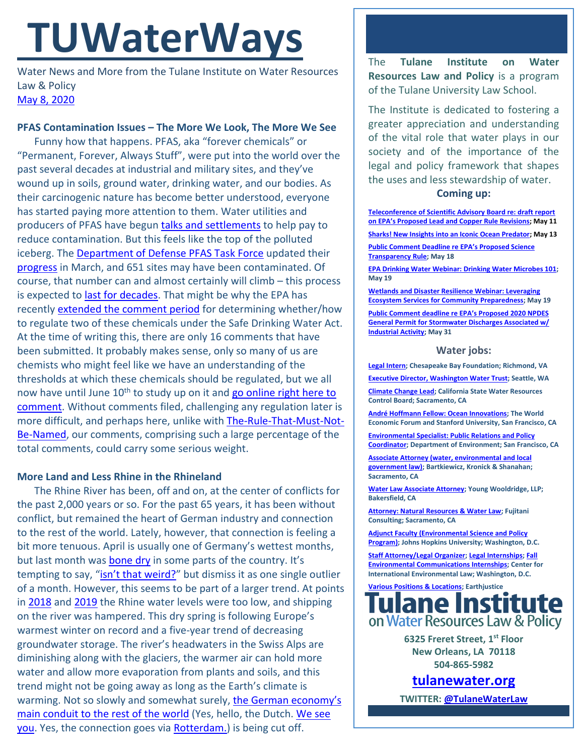# TUWaterWays

Water News and More from the Tulane Institute on Water Resources Law & Policy

May 8, 2020

**PFAS Contamination Issues – The More We Look, The More We See**

Funny how that happens. PFAS, aka "forever chemicals" or "Permanent, Forever, Always Stuff", were put into the world over the past several decades at industrial and military sites, and they've wound up in soils, ground water, drinking water, and our bodies. As their carcinogenic nature has become better understood, everyone has started paying more attention to them. Water utilities and producers of PFAS have begun talks and settlements to help pay to reduce contamination. But this feels like the top of the polluted iceberg. The Department of Defense PFAS Task Force updated their progress in March, and 651 sites may have been contaminated. Of course, that number can and almost certainly will climb – this process is expected to last for decades. That might be why the EPA has recently extended the comment period for determining whether/how to regulate two of these chemicals under the Safe Drinking Water Act. At the time of writing this, there are only 16 comments that have been submitted. It probably makes sense, only so many of us are chemists who might feel like we have an understanding of the thresholds at which these chemicals should be regulated, but we all now have until June 10th to study up on it and go online right here to comment. Without comments filed, challenging any regulation later is more difficult, and perhaps here, unlike with The-Rule-That-Must-Not-Be-Named, our comments, comprising such a large percentage of the total comments, could carry some serious weight.

**More Land and Less Rhine in the Rhineland**

The Rhine River has been, off and on, at the center of conflicts for the past 2,000 years or so. For the past 65 years, it has been without conflict, but remained the heart of German industry and connection to the rest of the world. Lately, however, that connection is feeling a bit more tenuous. April is usually one of Germany's wettest months, but last month was bone dry in some parts of the country. It's tempting to say, "isn't that weird?" but dismiss it as one single outlier of a month. However, this seems to be part of a larger trend. At points in 2018 and 2019 the Rhine water levels were too low, and shipping on the river was hampered. This dry spring is following Europe's warmest winter on record and a five-year trend of decreasing groundwater storage. The river's headwaters in the Swiss Alps are diminishing along with the glaciers, the warmer air can hold more water and allow more evaporation from plants and soils, and this trend might not be going away as long as the Earth's climate is warming. Not so slowly and somewhat surely, the German economy's main conduit to the rest of the world (Yes, hello, the Dutch. We see you. Yes, the connection goes via Rotterdam.) is being cut off.

The **Tulane Institute on Water Resources Law and Policy** is a program of the Tulane University Law School.

The Institute is dedicated to fostering a greater appreciation and understanding of the vital role that water plays in our society and of the importance of the legal and policy framework that shapes the uses and less stewardship of water.

**Coming up:**

- **Teleconference of Scientific Advisory Board re: draft report on EPA's Proposed Lead and Copper Rule Revisions; May 11**
- **Sharks! New Insights into an Iconic Ocean Predator; May 13**
- **Public Comment Deadline re EPA's Proposed Science Transparency Rule; May 18**
- **EPA Drinking Water Webinar: Drinking Water Microbes 101; May 19**
- **Wetlands and Disaster Resilience Webinar: Leveraging Ecosystem Services for Community Preparedness; May 19**
- **Public Comment deadline re EPA's Proposed 2020 NPDES General Permit for Stormwater Discharges Associated w/ Industrial Activity; May 31**

**Water jobs:**

- **Legal Intern; Chesapeake Bay Foundation; Richmond, VA**
- **Executive Director, Washington Water Trust; Seattle, WA**
- **Climate Change Lead; California State Water Resources Control Board; Sacramento, CA**
- **André Hoffmann Fellow: Ocean Innovations; The World Economic Forum and Stanford University, San Francisco, CA**
- **Environmental Specialist: Public Relations and Policy Coordinator; Department of Environment; San Francisco, CA**
- **Associate Attorney (water, environmental and local government law); Bartkiewicz, Kronick & Shanahan; Sacramento, CA**
- **Water Law Associate Attorney; Young Wooldridge, LLP; Bakersfield, CA**
- **Attorney: Natural Resources & Water Law; Fujitani Consulting; Sacramento, CA**
- **Adjunct Faculty (Environmental Science and Policy Program); Johns Hopkins University; Washington, D.C.**
- **Staff Attorney/Legal Organizer; Legal Internships; Fall Environmental Communications Internships; Center for International Environmental Law; Washington, D.C.**
- **Various Positions & Locations; Earthjustice**

**Tulane Institute on Water Resources Law & Policy**

**6325 Freret Street, 1st Floor**
**New Orleans, LA 70118**
**504-865-5982**

**tulanewater.org**

**TWITTER: @TulaneWaterLaw**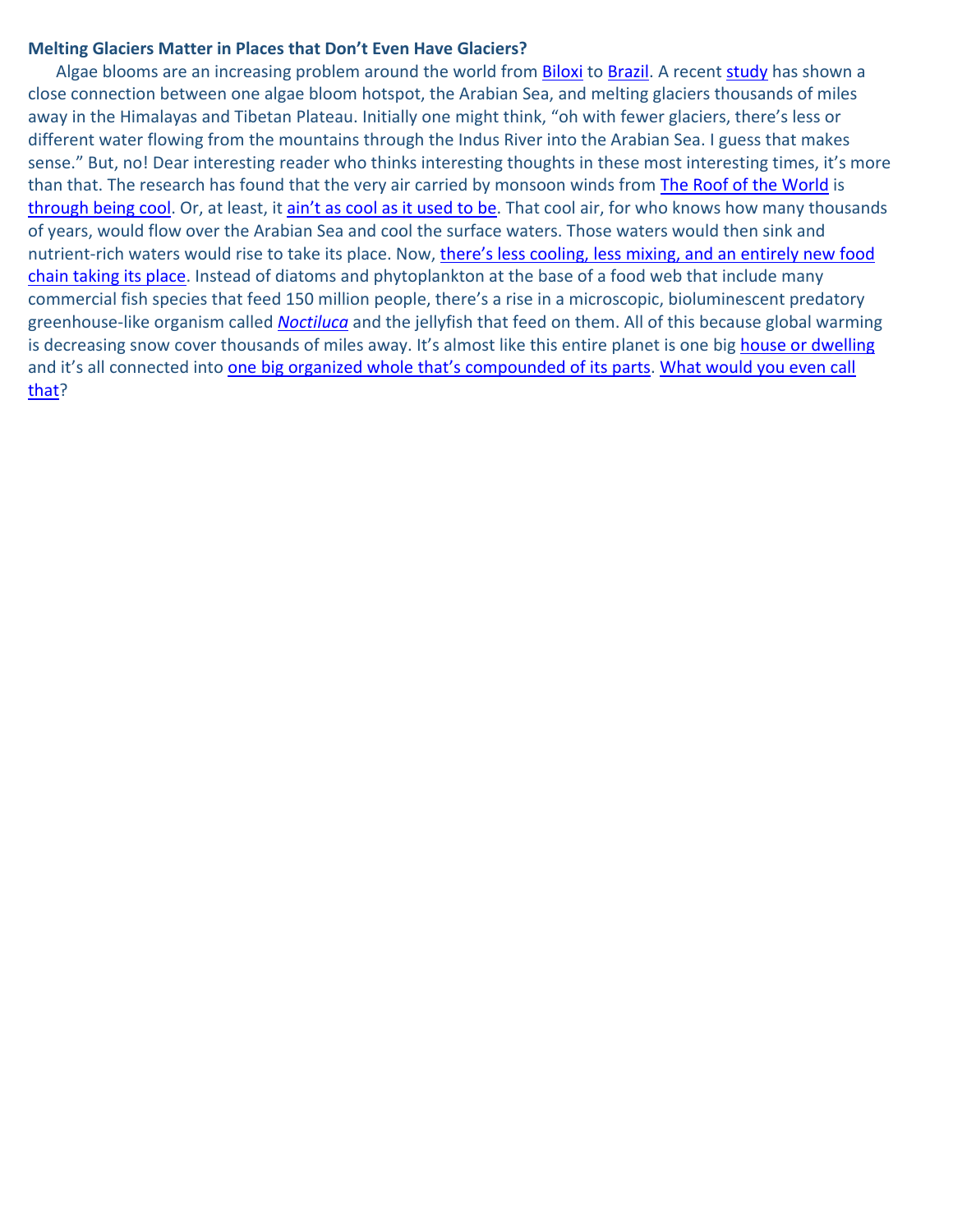**Melting Glaciers Matter in Places that Don't Even Have Glaciers?**

Algae blooms are an increasing problem around the world from Biloxi to Brazil. A recent study has shown a close connection between one algae bloom hotspot, the Arabian Sea, and melting glaciers thousands of miles away in the Himalayas and Tibetan Plateau. Initially one might think, "oh with fewer glaciers, there's less or different water flowing from the mountains through the Indus River into the Arabian Sea. I guess that makes sense." But, no! Dear interesting reader who thinks interesting thoughts in these most interesting times, it's more than that. The research has found that the very air carried by monsoon winds from The Roof of the World is through being cool. Or, at least, it ain't as cool as it used to be. That cool air, for who knows how many thousands of years, would flow over the Arabian Sea and cool the surface waters. Those waters would then sink and nutrient-rich waters would rise to take its place. Now, there's less cooling, less mixing, and an entirely new food chain taking its place. Instead of diatoms and phytoplankton at the base of a food web that include many commercial fish species that feed 150 million people, there's a rise in a microscopic, bioluminescent predatory greenhouse-like organism called *Noctiluca* and the jellyfish that feed on them. All of this because global warming is decreasing snow cover thousands of miles away. It's almost like this entire planet is one big house or dwelling and it's all connected into one big organized whole that's compounded of its parts. What would you even call that?